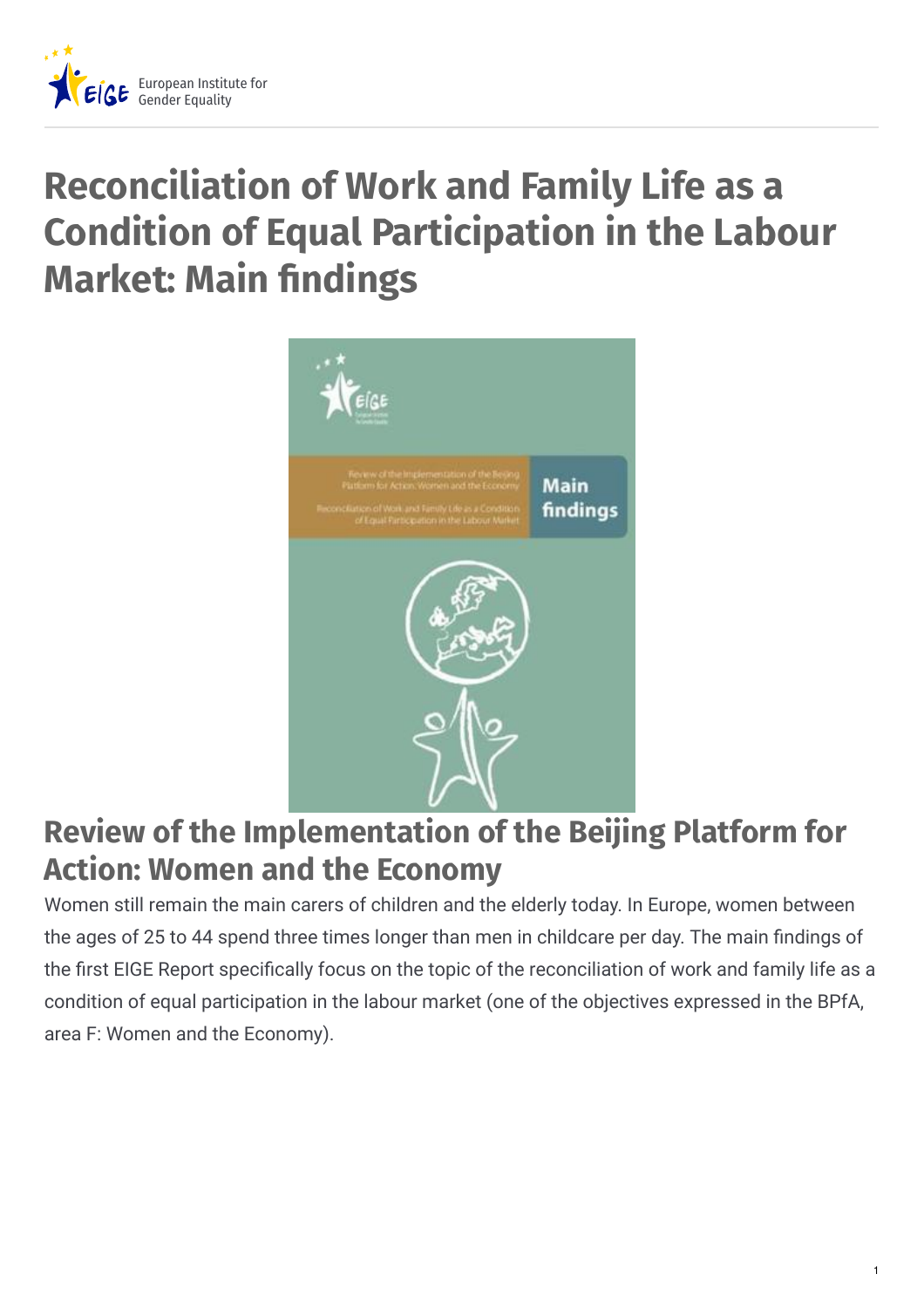# Reconciliation of Work and Family Life as a Condition of Equal Participation in the Labour Market: Main findings

## Review of the Implementation of the Beijing Platform for Action: Women and the Economy

Women still remain the main carers of children and the elderly today. In Europe, women between the ages of 25 to 44 spend three times longer than men in childcare per day. The main findings of the first EIGE Report specifically focus on the topic of the reconciliation of work and family life as a condition of equal participation in the labour market (one of the objectives expressed in the BPfA, area F: Women and the Economy).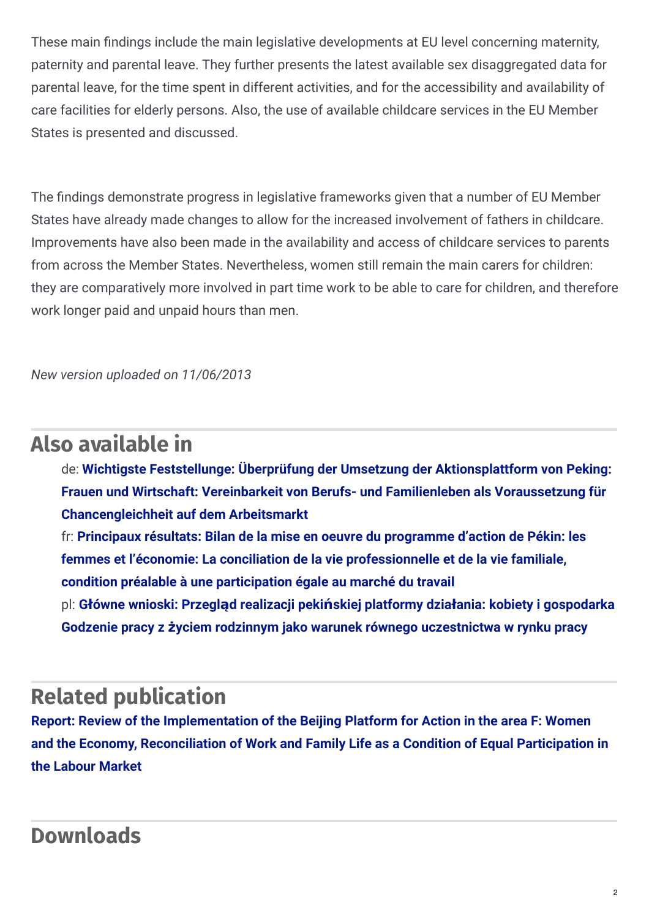These main findings include the main legislative developments at EU level concerning maternity, paternity and parental leave. They further presents the latest available sex disaggregated data for parental leave, for the time spent in different activities, and for the accessibility and availability of care facilities for elderly persons. Also, the use of available childcare services in the EU Member States is presented and discussed.

The findings demonstrate progress in legislative frameworks given that a number of EU Member States have already made changes to allow for the increased involvement of fathers in childcare. Improvements have also been made in the availability and access of childcare services to parents from across the Member States. Nevertheless, women still remain the main carers for children: they are comparatively more involved in part time work to be able to care for children, and therefore work longer paid and unpaid hours than men.

*New version uploaded on 11/06/2013*

## Also available in

de: **Wichtigste Feststellunge: Überprüfung der Umsetzung der Aktionsplattform von Peking: Frauen und Wirtschaft: Vereinbarkeit von Berufs- und Familienleben als Voraussetzung für Chancengleichheit auf dem Arbeitsmarkt**

fr: **Principaux résultats: Bilan de la mise en oeuvre du programme d'action de Pékin: les femmes et l'économie: La conciliation de la vie professionnelle et de la vie familiale, condition préalable à une participation égale au marché du travail**

pl: **Główne wnioski: Przegląd realizacji pekińskiej platformy działania: kobiety i gospodarka Godzenie pracy z życiem rodzinnym jako warunek równego uczestnictwa w rynku pracy**

## Related publication

**Report: Review of the Implementation of the Beijing Platform for Action in the area F: Women and the Economy, Reconciliation of Work and Family Life as a Condition of Equal Participation in the Labour Market**

## Downloads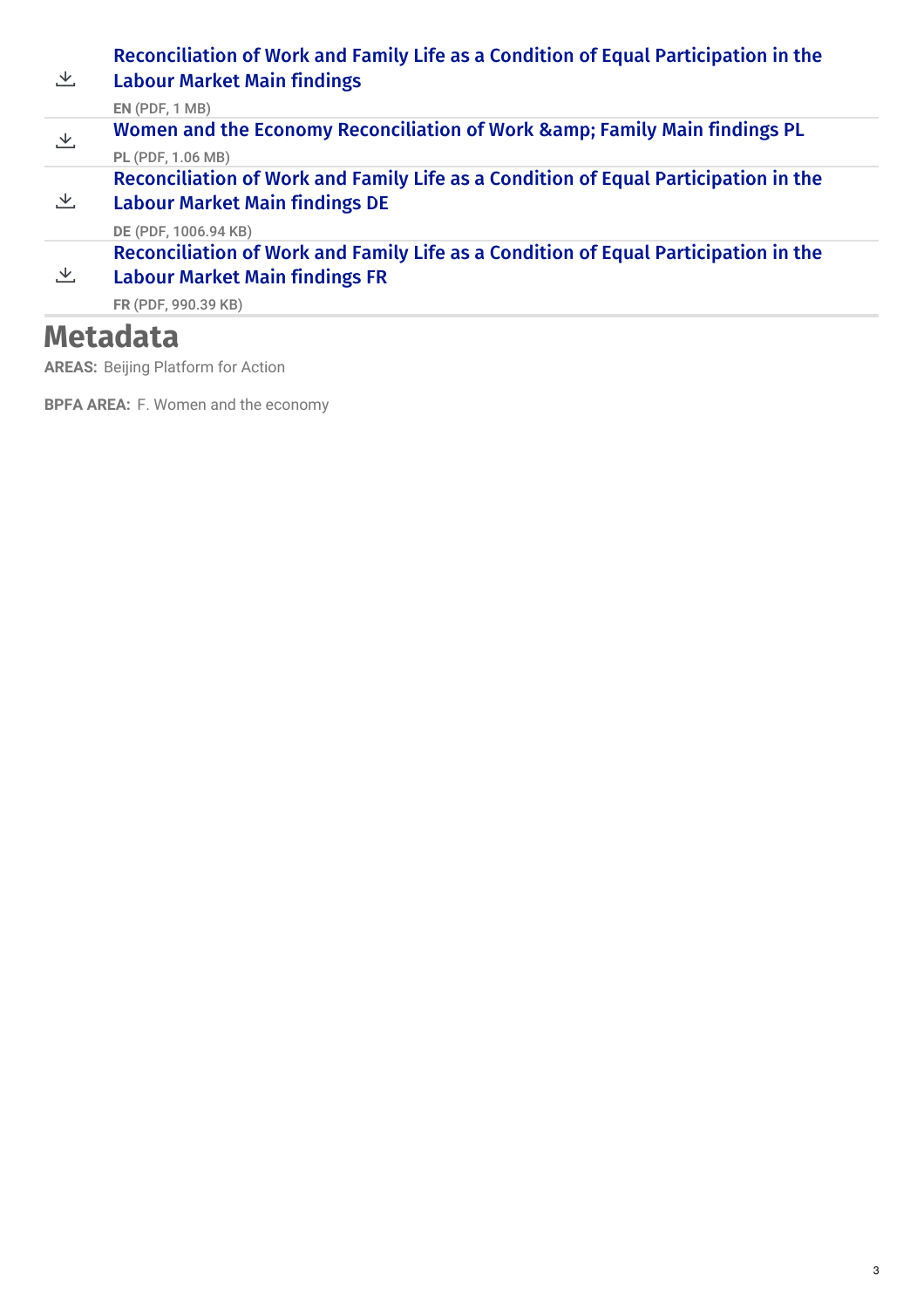**Reconciliation of Work and Family Life as a Condition of Equal Participation in the Labour Market Main findings**

**EN** (PDF, 1 MB)

**Women and the Economy Reconciliation of Work &amp; Family Main findings PL**

**PL** (PDF, 1.06 MB)

**Reconciliation of Work and Family Life as a Condition of Equal Participation in the Labour Market Main findings DE**

**DE** (PDF, 1006.94 KB)

**Reconciliation of Work and Family Life as a Condition of Equal Participation in the Labour Market Main findings FR**

**FR** (PDF, 990.39 KB)

# Metadata

**AREAS:** Beijing Platform for Action

**BPFA AREA:** F. Women and the economy